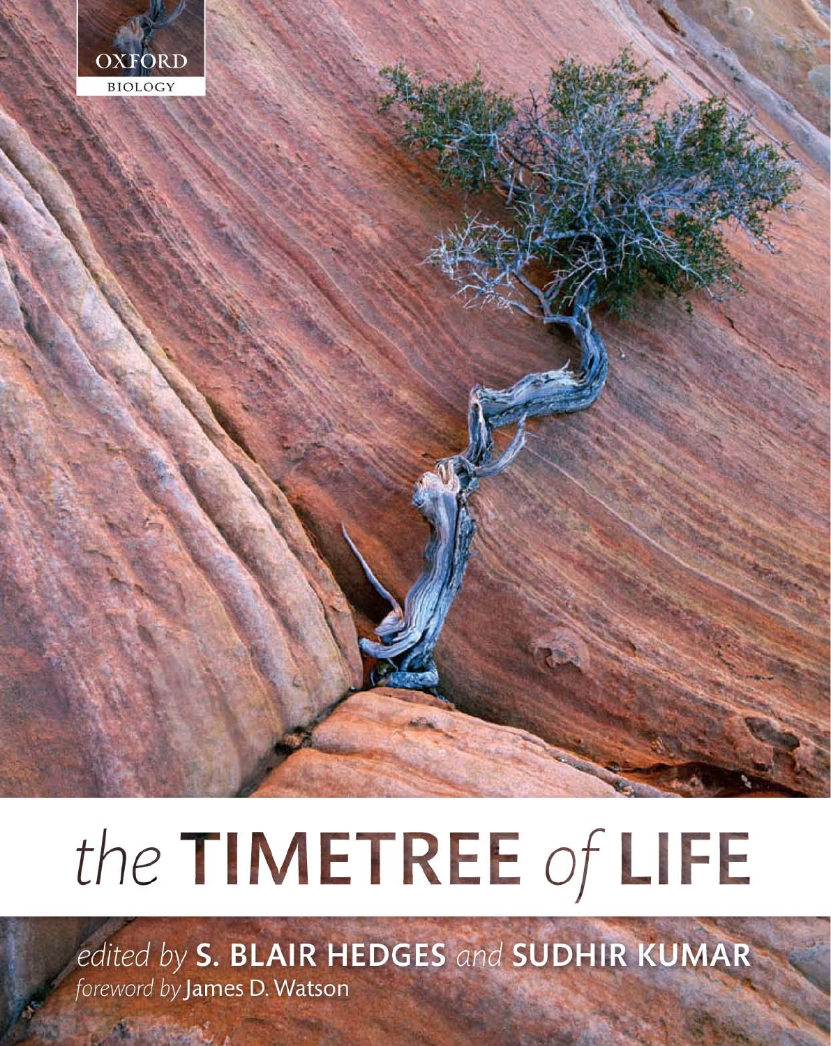OXFORD

BIOLOGY

# *the* TIMETREE *of* LIFE

*edited by* **S. BLAIR HEDGES** *and* **SUDHIR KUMAR**

*foreword by* James D. Watson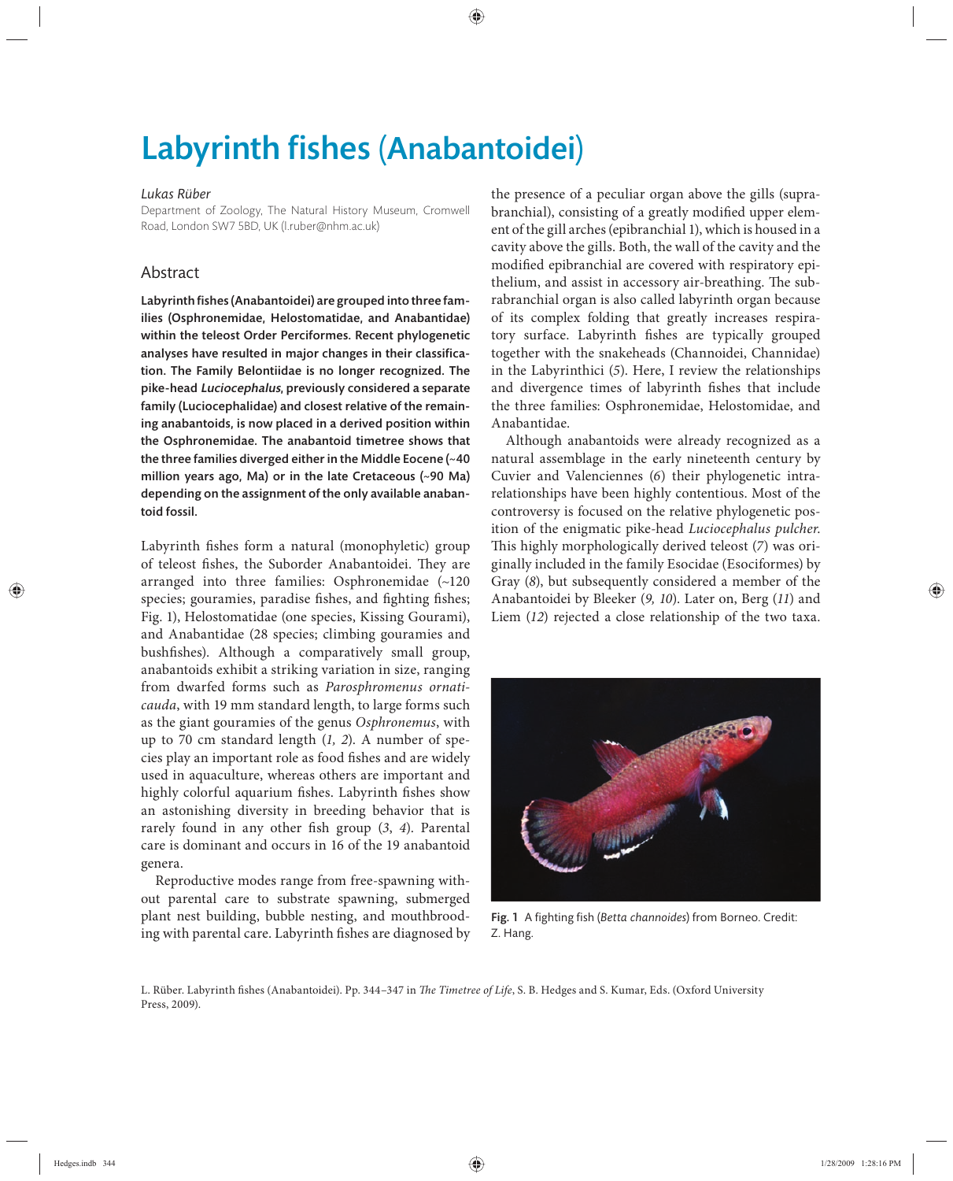# Labyrinth fishes (Anabantoidei)

*Lukas Rüber*

Department of Zoology, The Natural History Museum, Cromwell Road, London SW7 5BD, UK (l.ruber@nhm.ac.uk)

## Abstract

**Labyrinth fishes (Anabantoidei) are grouped into three families (Osphronemidae, Helostomatidae, and Anabantidae) within the teleost Order Perciformes. Recent phylogenetic analyses have resulted in major changes in their classification. The Family Belontiidae is no longer recognized. The pike-head *Luciocephalus*, previously considered a separate family (Luciocephalidae) and closest relative of the remaining anabantoids, is now placed in a derived position within the Osphronemidae. The anabantoid timetree shows that the three families diverged either in the Middle Eocene (~40 million years ago, Ma) or in the late Cretaceous (~90 Ma) depending on the assignment of the only available anabantoid fossil.**

Labyrinth fishes form a natural (monophyletic) group of teleost fishes, the Suborder Anabantoidei. They are arranged into three families: Osphronemidae (~120 species; gouramies, paradise fishes, and fighting fishes; Fig. 1), Helostomatidae (one species, Kissing Gourami), and Anabantidae (28 species; climbing gouramies and bushfishes). Although a comparatively small group, anabantoids exhibit a striking variation in size, ranging from dwarfed forms such as *Parosphromenus ornaticauda*, with 19 mm standard length, to large forms such as the giant gouramies of the genus *Osphronemus*, with up to 70 cm standard length (*1, 2*). A number of species play an important role as food fishes and are widely used in aquaculture, whereas others are important and highly colorful aquarium fishes. Labyrinth fishes show an astonishing diversity in breeding behavior that is rarely found in any other fish group (*3*, *4*). Parental care is dominant and occurs in 16 of the 19 anabantoid genera.

Reproductive modes range from free-spawning without parental care to substrate spawning, submerged plant nest building, bubble nesting, and mouthbrooding with parental care. Labyrinth fishes are diagnosed by the presence of a peculiar organ above the gills (suprabranchial), consisting of a greatly modified upper element of the gill arches (epibranchial 1), which is housed in a cavity above the gills. Both, the wall of the cavity and the modified epibranchial are covered with respiratory epithelium, and assist in accessory air-breathing. The subrabranchial organ is also called labyrinth organ because of its complex folding that greatly increases respiratory surface. Labyrinth fishes are typically grouped together with the snakeheads (Channoidei, Channidae) in the Labyrinthici (*5*). Here, I review the relationships and divergence times of labyrinth fishes that include the three families: Osphronemidae, Helostomidae, and Anabantidae.

Although anabantoids were already recognized as a natural assemblage in the early nineteenth century by Cuvier and Valenciennes (*6*) their phylogenetic intrarelationships have been highly contentious. Most of the controversy is focused on the relative phylogenetic position of the enigmatic pike-head *Luciocephalus pulcher*. This highly morphologically derived teleost (*7*) was originally included in the family Esocidae (Esociformes) by Gray (*8*), but subsequently considered a member of the Anabantoidei by Bleeker (*9, 10*). Later on, Berg (*11*) and Liem (*12*) rejected a close relationship of the two taxa.

**Fig. 1** A fighting fish (*Betta channoides*) from Borneo. Credit: Z. Hang.

L. Rüber. Labyrinth fishes (Anabantoidei). Pp. 344–347 in *The Timetree of Life*, S. B. Hedges and S. Kumar, Eds. (Oxford University Press, 2009).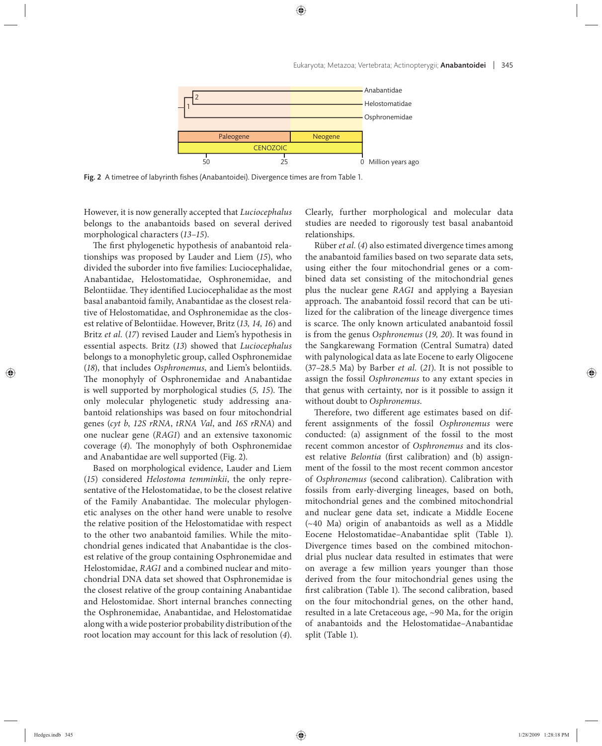Anabantidae
Helostomatidae
Osphronemidae
2
1
Paleogene
Neogene
CENOZOIC
50
25
0
Million years ago

**Fig. 2** A timetree of labyrinth fishes (Anabantoidei). Divergence times are from Table 1.

However, it is now generally accepted that *Luciocephalus* belongs to the anabantoids based on several derived morphological characters (*13–15*).

The first phylogenetic hypothesis of anabantoid relationships was proposed by Lauder and Liem (*15*), who divided the suborder into five families: Luciocephalidae, Anabantidae, Helostomatidae, Osphronemidae, and Belontiidae. They identified Luciocephalidae as the most basal anabantoid family, Anabantidae as the closest relative of Helostomatidae, and Osphronemidae as the closest relative of Belontiidae. However, Britz (*13, 14, 16*) and Britz *et al.* (*17*) revised Lauder and Liem's hypothesis in essential aspects. Britz (*13*) showed that *Luciocephalus* belongs to a monophyletic group, called Osphronemidae (*18*), that includes *Osphronemus*, and Liem's belontiids. The monophyly of Osphronemidae and Anabantidae is well supported by morphological studies (*5, 15*). The only molecular phylogenetic study addressing anabantoid relationships was based on four mitochondrial genes (*cyt b*, *12S rRNA*, *tRNA Val*, and *16S rRNA*) and one nuclear gene (*RAG1*) and an extensive taxonomic coverage (*4*). The monophyly of both Osphronemidae and Anabantidae are well supported (Fig. 2).

Based on morphological evidence, Lauder and Liem (*15*) considered *Helostoma temminkii*, the only representative of the Helostomatidae, to be the closest relative of the Family Anabantidae. The molecular phylogenetic analyses on the other hand were unable to resolve the relative position of the Helostomatidae with respect to the other two anabantoid families. While the mitochondrial genes indicated that Anabantidae is the closest relative of the group containing Osphronemidae and Helostomidae, *RAG1* and a combined nuclear and mitochondrial DNA data set showed that Osphronemidae is the closest relative of the group containing Anabantidae and Helostomidae. Short internal branches connecting the Osphronemidae, Anabantidae, and Helostomatidae along with a wide posterior probability distribution of the root location may account for this lack of resolution (*4*). Clearly, further morphological and molecular data studies are needed to rigorously test basal anabantoid relationships.

Rüber *et al.* (*4*) also estimated divergence times among the anabantoid families based on two separate data sets, using either the four mitochondrial genes or a combined data set consisting of the mitochondrial genes plus the nuclear gene *RAG1* and applying a Bayesian approach. The anabantoid fossil record that can be utilized for the calibration of the lineage divergence times is scarce. The only known articulated anabantoid fossil is from the genus *Osphronemus* (*19, 20*). It was found in the Sangkarewang Formation (Central Sumatra) dated with palynological data as late Eocene to early Oligocene (37–28.5 Ma) by Barber *et al.* (*21*). It is not possible to assign the fossil *Osphronemus* to any extant species in that genus with certainty, nor is it possible to assign it without doubt to *Osphronemus*.

Therefore, two different age estimates based on different assignments of the fossil *Osphronemus* were conducted: (a) assignment of the fossil to the most recent common ancestor of *Osphronemus* and its closest relative *Belontia* (first calibration) and (b) assignment of the fossil to the most recent common ancestor of *Osphronemus* (second calibration). Calibration with fossils from early-diverging lineages, based on both, mitochondrial genes and the combined mitochondrial and nuclear gene data set, indicate a Middle Eocene (~40 Ma) origin of anabantoids as well as a Middle Eocene Helostomatidae–Anabantidae split (Table 1). Divergence times based on the combined mitochondrial plus nuclear data resulted in estimates that were on average a few million years younger than those derived from the four mitochondrial genes using the first calibration (Table 1). The second calibration, based on the four mitochondrial genes, on the other hand, resulted in a late Cretaceous age, ~90 Ma, for the origin of anabantoids and the Helostomatidae–Anabantidae split (Table 1).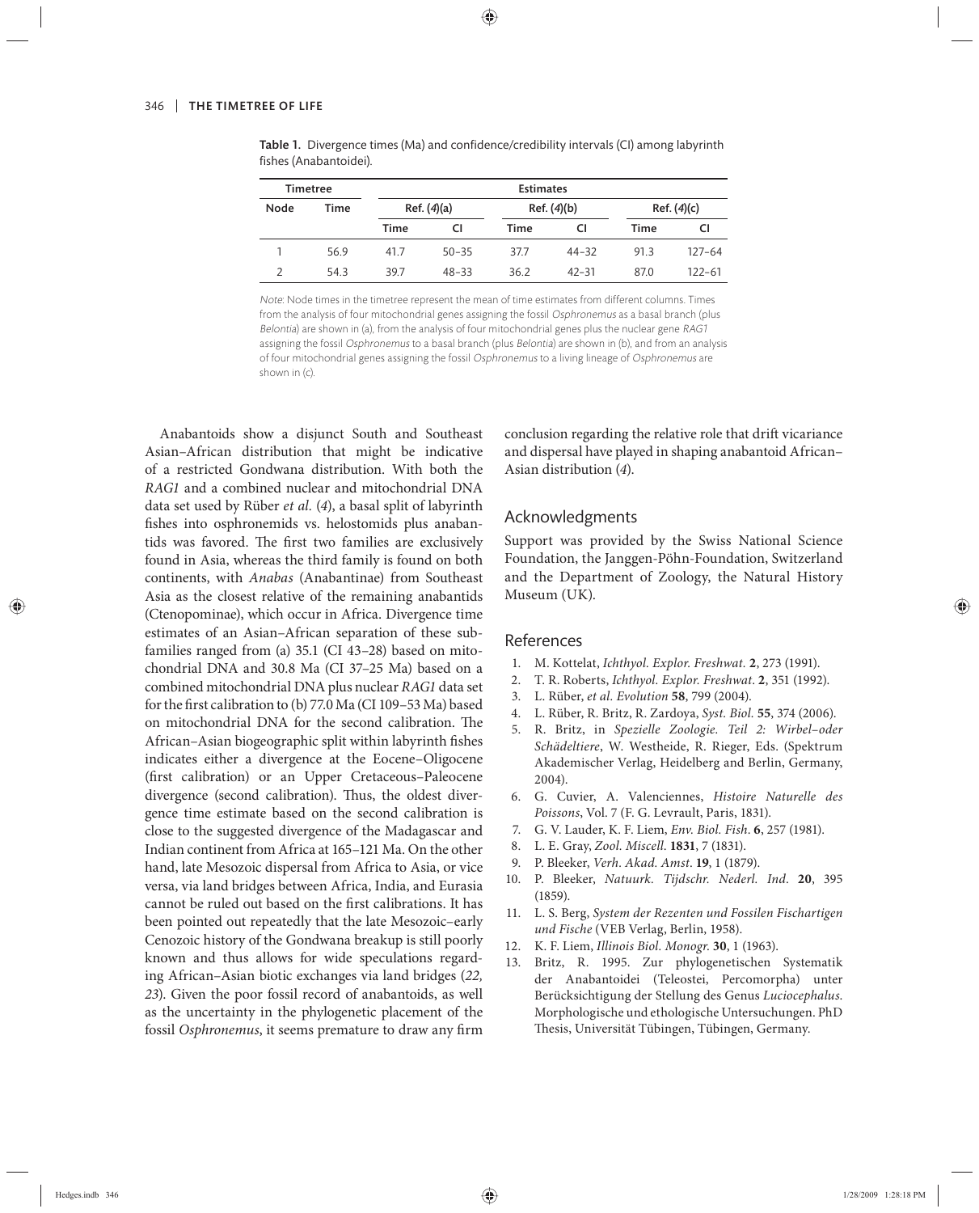**Table 1.** Divergence times (Ma) and confidence/credibility intervals (CI) among labyrinth fishes (Anabantoidei).

| Timetree | | Estimates | | | | | |
|---|---|---|---|---|---|---|---|
| Node | Time | Ref. (*4*)(a) | | Ref. (*4*)(b) | | Ref. (*4*)(c) | |
| | | Time | CI | Time | CI | Time | CI |
| 1 | 56.9 | 41.7 | 50–35 | 37.7 | 44–32 | 91.3 | 127–64 |
| 2 | 54.3 | 39.7 | 48–33 | 36.2 | 42–31 | 87.0 | 122–61 |

*Note*: Node times in the timetree represent the mean of time estimates from different columns. Times from the analysis of four mitochondrial genes assigning the fossil *Osphronemus* as a basal branch (plus *Belontia*) are shown in (a), from the analysis of four mitochondrial genes plus the nuclear gene *RAG1* assigning the fossil *Osphronemus* to a basal branch (plus *Belontia*) are shown in (b), and from an analysis of four mitochondrial genes assigning the fossil *Osphronemus* to a living lineage of *Osphronemus* are shown in (c).

Anabantoids show a disjunct South and Southeast Asian–African distribution that might be indicative of a restricted Gondwana distribution. With both the *RAG1* and a combined nuclear and mitochondrial DNA data set used by Rüber *et al.* (*4*), a basal split of labyrinth fishes into osphronemids vs. helostomids plus anabantids was favored. The first two families are exclusively found in Asia, whereas the third family is found on both continents, with *Anabas* (Anabantinae) from Southeast Asia as the closest relative of the remaining anabantids (Ctenopominae), which occur in Africa. Divergence time estimates of an Asian–African separation of these subfamilies ranged from (a) 35.1 (CI 43–28) based on mitochondrial DNA and 30.8 Ma (CI 37–25 Ma) based on a combined mitochondrial DNA plus nuclear *RAG1* data set for the first calibration to (b) 77.0 Ma (CI 109–53 Ma) based on mitochondrial DNA for the second calibration. The African–Asian biogeographic split within labyrinth fishes indicates either a divergence at the Eocene–Oligocene (first calibration) or an Upper Cretaceous–Paleocene divergence (second calibration). Thus, the oldest divergence time estimate based on the second calibration is close to the suggested divergence of the Madagascar and Indian continent from Africa at 165–121 Ma. On the other hand, late Mesozoic dispersal from Africa to Asia, or vice versa, via land bridges between Africa, India, and Eurasia cannot be ruled out based on the first calibrations. It has been pointed out repeatedly that the late Mesozoic–early Cenozoic history of the Gondwana breakup is still poorly known and thus allows for wide speculations regarding African–Asian biotic exchanges via land bridges (*22, 23*). Given the poor fossil record of anabantoids, as well as the uncertainty in the phylogenetic placement of the fossil *Osphronemus*, it seems premature to draw any firm conclusion regarding the relative role that drift vicariance and dispersal have played in shaping anabantoid African–Asian distribution (*4*).

## Acknowledgments

Support was provided by the Swiss National Science Foundation, the Janggen-Pöhn-Foundation, Switzerland and the Department of Zoology, the Natural History Museum (UK).

## References

1. M. Kottelat, *Ichthyol. Explor. Freshwat.* **2**, 273 (1991).
2. T. R. Roberts, *Ichthyol. Explor. Freshwat.* **2**, 351 (1992).
3. L. Rüber, *et al. Evolution* **58**, 799 (2004).
4. L. Rüber, R. Britz, R. Zardoya, *Syst. Biol.* **55**, 374 (2006).
5. R. Britz, in *Spezielle Zoologie. Teil 2: Wirbel–oder Schädeltiere*, W. Westheide, R. Rieger, Eds. (Spektrum Akademischer Verlag, Heidelberg and Berlin, Germany, 2004).
6. G. Cuvier, A. Valenciennes, *Histoire Naturelle des Poissons*, Vol. 7 (F. G. Levrault, Paris, 1831).
7. G. V. Lauder, K. F. Liem, *Env. Biol. Fish.* **6**, 257 (1981).
8. L. E. Gray, *Zool. Miscell.* **1831**, 7 (1831).
9. P. Bleeker, *Verh. Akad. Amst.* **19**, 1 (1879).
10. P. Bleeker, *Natuurk. Tijdschr. Nederl. Ind.* **20**, 395 (1859).
11. L. S. Berg, *System der Rezenten und Fossilen Fischartigen und Fische* (VEB Verlag, Berlin, 1958).
12. K. F. Liem, *Illinois Biol. Monogr.* **30**, 1 (1963).
13. Britz, R. 1995. Zur phylogenetischen Systematik der Anabantoidei (Teleostei, Percomorpha) unter Berücksichtigung der Stellung des Genus *Luciocephalus*. Morphologische und ethologische Untersuchungen. PhD Thesis, Universität Tübingen, Tübingen, Germany.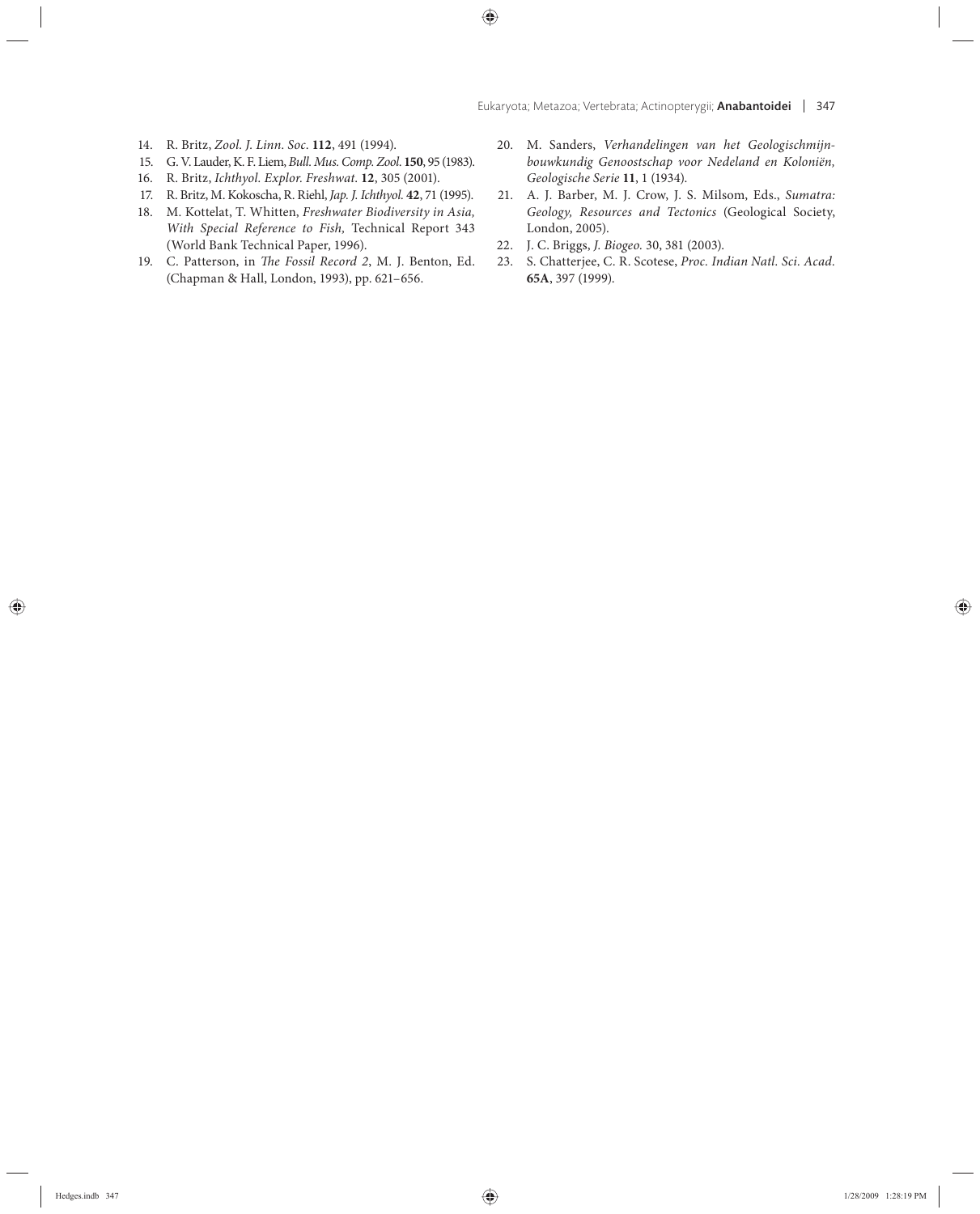14. R. Britz, *Zool. J. Linn. Soc.* **112**, 491 (1994).
15. G. V. Lauder, K. F. Liem, *Bull. Mus. Comp. Zool.* **150**, 95 (1983).
16. R. Britz, *Ichthyol. Explor. Freshwat.* **12**, 305 (2001).
17. R. Britz, M. Kokoscha, R. Riehl, *Jap. J. Ichthyol.* **42**, 71 (1995).
18. M. Kottelat, T. Whitten, *Freshwater Biodiversity in Asia, With Special Reference to Fish,* Technical Report 343 (World Bank Technical Paper, 1996).
19. C. Patterson, in *The Fossil Record 2*, M. J. Benton, Ed. (Chapman & Hall, London, 1993), pp. 621–656.
20. M. Sanders, *Verhandelingen van het Geologischmijnbouwkundig Genooststchap voor Nedeland en Koloniën, Geologische Serie* **11**, 1 (1934).
21. A. J. Barber, M. J. Crow, J. S. Milsom, Eds., *Sumatra: Geology, Resources and Tectonics* (Geological Society, London, 2005).
22. J. C. Briggs, *J. Biogeo.* 30, 381 (2003).
23. S. Chatterjee, C. R. Scotese, *Proc. Indian Natl. Sci. Acad.* **65A**, 397 (1999).